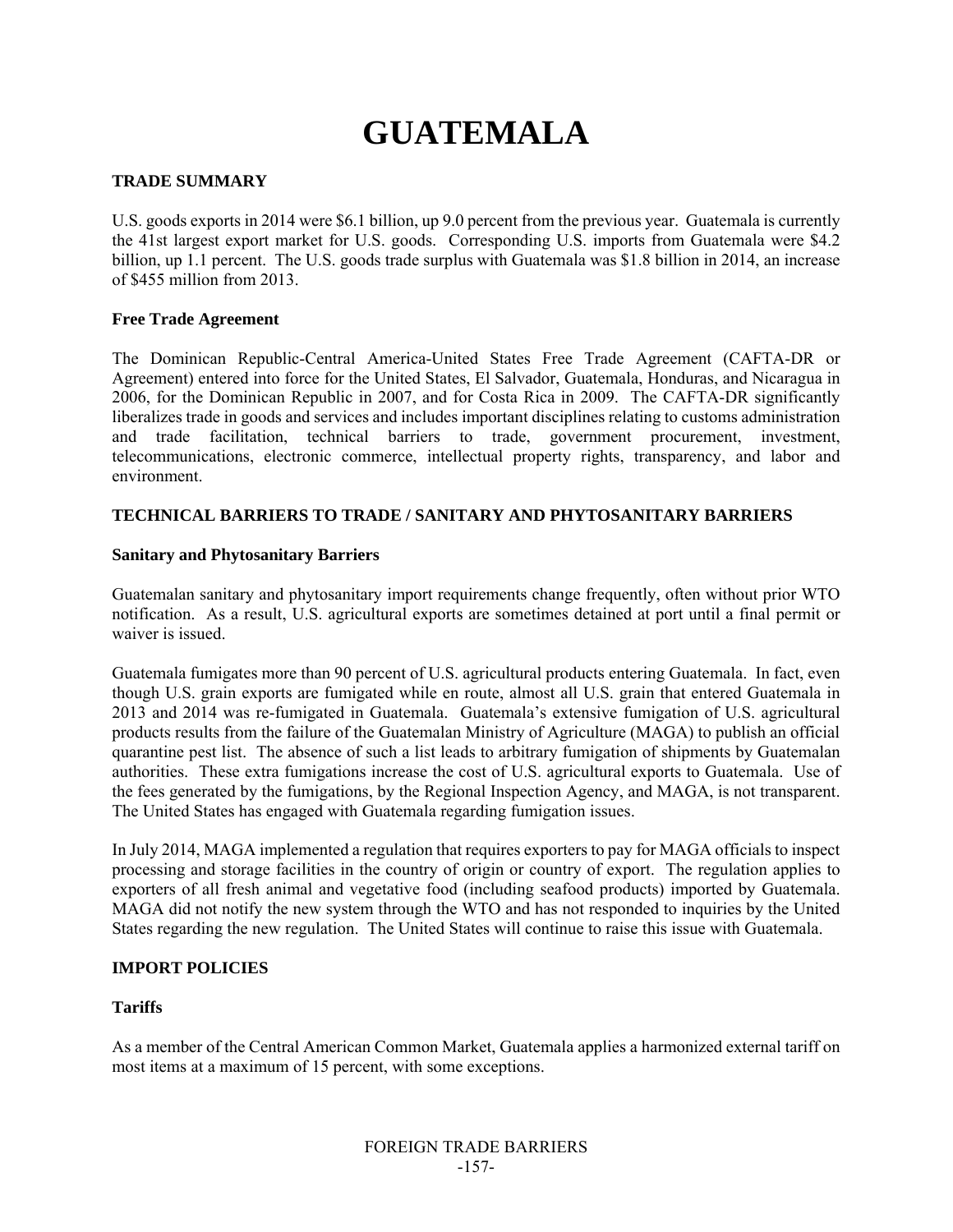# GUATEMALA

## TRADE SUMMARY

U.S. goods exports in 2014 were $6.1 billion, up 9.0 percent from the previous year. Guatemala is currently the 41st largest export market for U.S. goods. Corresponding U.S. imports from Guatemala were $4.2 billion, up 1.1 percent. The U.S. goods trade surplus with Guatemala was $1.8 billion in 2014, an increase of $455 million from 2013.

### Free Trade Agreement

The Dominican Republic-Central America-United States Free Trade Agreement (CAFTA-DR or Agreement) entered into force for the United States, El Salvador, Guatemala, Honduras, and Nicaragua in 2006, for the Dominican Republic in 2007, and for Costa Rica in 2009. The CAFTA-DR significantly liberalizes trade in goods and services and includes important disciplines relating to customs administration and trade facilitation, technical barriers to trade, government procurement, investment, telecommunications, electronic commerce, intellectual property rights, transparency, and labor and environment.

## TECHNICAL BARRIERS TO TRADE / SANITARY AND PHYTOSANITARY BARRIERS

### Sanitary and Phytosanitary Barriers

Guatemalan sanitary and phytosanitary import requirements change frequently, often without prior WTO notification. As a result, U.S. agricultural exports are sometimes detained at port until a final permit or waiver is issued.

Guatemala fumigates more than 90 percent of U.S. agricultural products entering Guatemala. In fact, even though U.S. grain exports are fumigated while en route, almost all U.S. grain that entered Guatemala in 2013 and 2014 was re-fumigated in Guatemala. Guatemala's extensive fumigation of U.S. agricultural products results from the failure of the Guatemalan Ministry of Agriculture (MAGA) to publish an official quarantine pest list. The absence of such a list leads to arbitrary fumigation of shipments by Guatemalan authorities. These extra fumigations increase the cost of U.S. agricultural exports to Guatemala. Use of the fees generated by the fumigations, by the Regional Inspection Agency, and MAGA, is not transparent. The United States has engaged with Guatemala regarding fumigation issues.

In July 2014, MAGA implemented a regulation that requires exporters to pay for MAGA officials to inspect processing and storage facilities in the country of origin or country of export. The regulation applies to exporters of all fresh animal and vegetative food (including seafood products) imported by Guatemala. MAGA did not notify the new system through the WTO and has not responded to inquiries by the United States regarding the new regulation. The United States will continue to raise this issue with Guatemala.

## IMPORT POLICIES

### Tariffs

As a member of the Central American Common Market, Guatemala applies a harmonized external tariff on most items at a maximum of 15 percent, with some exceptions.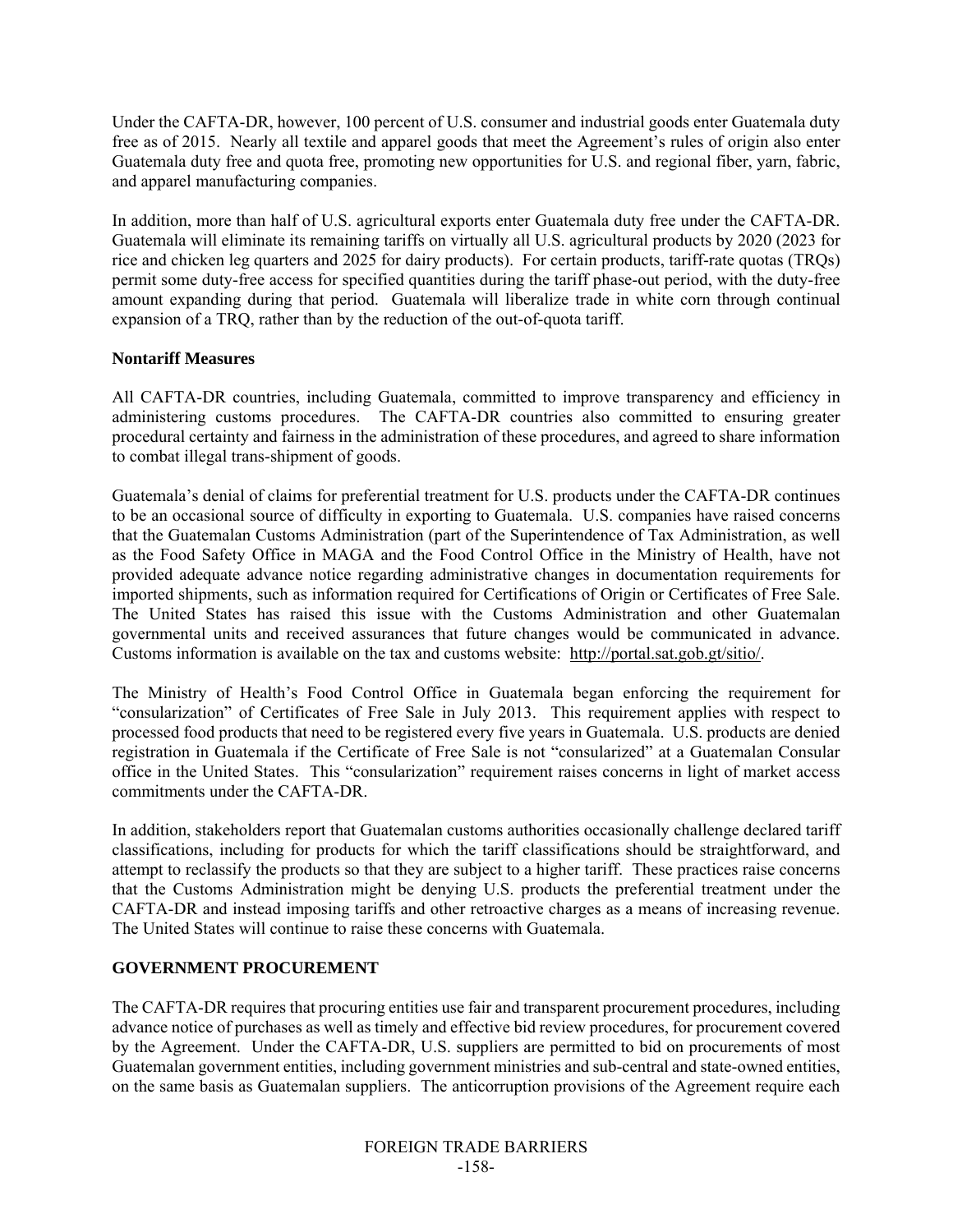Under the CAFTA-DR, however, 100 percent of U.S. consumer and industrial goods enter Guatemala duty free as of 2015. Nearly all textile and apparel goods that meet the Agreement's rules of origin also enter Guatemala duty free and quota free, promoting new opportunities for U.S. and regional fiber, yarn, fabric, and apparel manufacturing companies.

In addition, more than half of U.S. agricultural exports enter Guatemala duty free under the CAFTA-DR. Guatemala will eliminate its remaining tariffs on virtually all U.S. agricultural products by 2020 (2023 for rice and chicken leg quarters and 2025 for dairy products). For certain products, tariff-rate quotas (TRQs) permit some duty-free access for specified quantities during the tariff phase-out period, with the duty-free amount expanding during that period. Guatemala will liberalize trade in white corn through continual expansion of a TRQ, rather than by the reduction of the out-of-quota tariff.

**Nontariff Measures**

All CAFTA-DR countries, including Guatemala, committed to improve transparency and efficiency in administering customs procedures. The CAFTA-DR countries also committed to ensuring greater procedural certainty and fairness in the administration of these procedures, and agreed to share information to combat illegal trans-shipment of goods.

Guatemala's denial of claims for preferential treatment for U.S. products under the CAFTA-DR continues to be an occasional source of difficulty in exporting to Guatemala. U.S. companies have raised concerns that the Guatemalan Customs Administration (part of the Superintendence of Tax Administration, as well as the Food Safety Office in MAGA and the Food Control Office in the Ministry of Health, have not provided adequate advance notice regarding administrative changes in documentation requirements for imported shipments, such as information required for Certifications of Origin or Certificates of Free Sale. The United States has raised this issue with the Customs Administration and other Guatemalan governmental units and received assurances that future changes would be communicated in advance. Customs information is available on the tax and customs website: http://portal.sat.gob.gt/sitio/.

The Ministry of Health's Food Control Office in Guatemala began enforcing the requirement for "consularization" of Certificates of Free Sale in July 2013. This requirement applies with respect to processed food products that need to be registered every five years in Guatemala. U.S. products are denied registration in Guatemala if the Certificate of Free Sale is not "consularized" at a Guatemalan Consular office in the United States. This "consularization" requirement raises concerns in light of market access commitments under the CAFTA-DR.

In addition, stakeholders report that Guatemalan customs authorities occasionally challenge declared tariff classifications, including for products for which the tariff classifications should be straightforward, and attempt to reclassify the products so that they are subject to a higher tariff. These practices raise concerns that the Customs Administration might be denying U.S. products the preferential treatment under the CAFTA-DR and instead imposing tariffs and other retroactive charges as a means of increasing revenue. The United States will continue to raise these concerns with Guatemala.

**GOVERNMENT PROCUREMENT**

The CAFTA-DR requires that procuring entities use fair and transparent procurement procedures, including advance notice of purchases as well as timely and effective bid review procedures, for procurement covered by the Agreement. Under the CAFTA-DR, U.S. suppliers are permitted to bid on procurements of most Guatemalan government entities, including government ministries and sub-central and state-owned entities, on the same basis as Guatemalan suppliers. The anticorruption provisions of the Agreement require each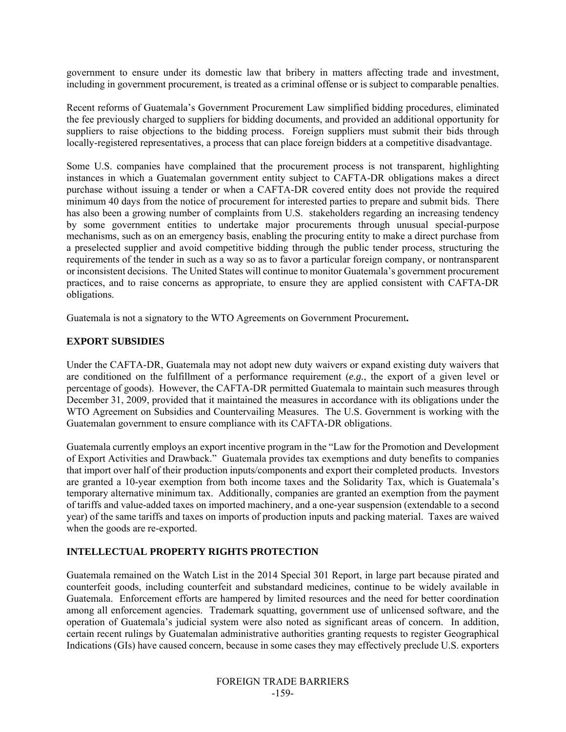government to ensure under its domestic law that bribery in matters affecting trade and investment, including in government procurement, is treated as a criminal offense or is subject to comparable penalties.

Recent reforms of Guatemala's Government Procurement Law simplified bidding procedures, eliminated the fee previously charged to suppliers for bidding documents, and provided an additional opportunity for suppliers to raise objections to the bidding process. Foreign suppliers must submit their bids through locally-registered representatives, a process that can place foreign bidders at a competitive disadvantage.

Some U.S. companies have complained that the procurement process is not transparent, highlighting instances in which a Guatemalan government entity subject to CAFTA-DR obligations makes a direct purchase without issuing a tender or when a CAFTA-DR covered entity does not provide the required minimum 40 days from the notice of procurement for interested parties to prepare and submit bids. There has also been a growing number of complaints from U.S. stakeholders regarding an increasing tendency by some government entities to undertake major procurements through unusual special-purpose mechanisms, such as on an emergency basis, enabling the procuring entity to make a direct purchase from a preselected supplier and avoid competitive bidding through the public tender process, structuring the requirements of the tender in such as a way so as to favor a particular foreign company, or nontransparent or inconsistent decisions. The United States will continue to monitor Guatemala's government procurement practices, and to raise concerns as appropriate, to ensure they are applied consistent with CAFTA-DR obligations.

Guatemala is not a signatory to the WTO Agreements on Government Procurement**.**

## EXPORT SUBSIDIES

Under the CAFTA-DR, Guatemala may not adopt new duty waivers or expand existing duty waivers that are conditioned on the fulfillment of a performance requirement (*e.g.*, the export of a given level or percentage of goods). However, the CAFTA-DR permitted Guatemala to maintain such measures through December 31, 2009, provided that it maintained the measures in accordance with its obligations under the WTO Agreement on Subsidies and Countervailing Measures. The U.S. Government is working with the Guatemalan government to ensure compliance with its CAFTA-DR obligations.

Guatemala currently employs an export incentive program in the "Law for the Promotion and Development of Export Activities and Drawback." Guatemala provides tax exemptions and duty benefits to companies that import over half of their production inputs/components and export their completed products. Investors are granted a 10-year exemption from both income taxes and the Solidarity Tax, which is Guatemala's temporary alternative minimum tax. Additionally, companies are granted an exemption from the payment of tariffs and value-added taxes on imported machinery, and a one-year suspension (extendable to a second year) of the same tariffs and taxes on imports of production inputs and packing material. Taxes are waived when the goods are re-exported.

## INTELLECTUAL PROPERTY RIGHTS PROTECTION

Guatemala remained on the Watch List in the 2014 Special 301 Report, in large part because pirated and counterfeit goods, including counterfeit and substandard medicines, continue to be widely available in Guatemala. Enforcement efforts are hampered by limited resources and the need for better coordination among all enforcement agencies. Trademark squatting, government use of unlicensed software, and the operation of Guatemala's judicial system were also noted as significant areas of concern. In addition, certain recent rulings by Guatemalan administrative authorities granting requests to register Geographical Indications (GIs) have caused concern, because in some cases they may effectively preclude U.S. exporters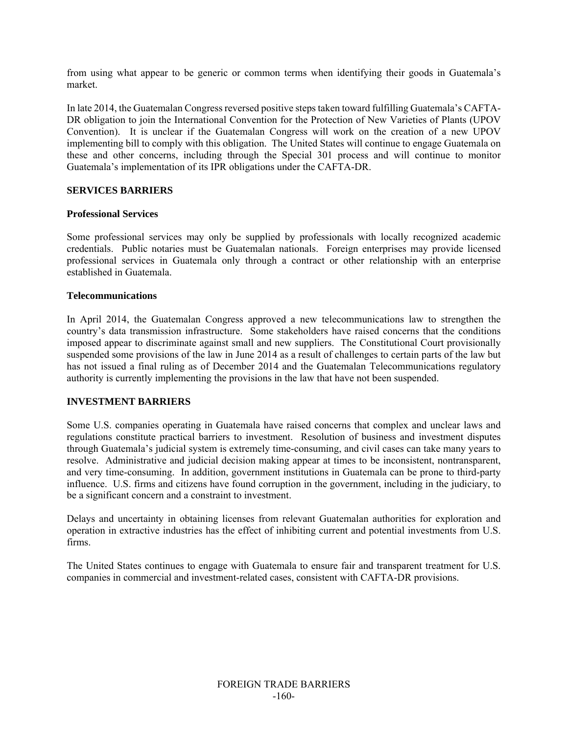from using what appear to be generic or common terms when identifying their goods in Guatemala's market.

In late 2014, the Guatemalan Congress reversed positive steps taken toward fulfilling Guatemala's CAFTA-DR obligation to join the International Convention for the Protection of New Varieties of Plants (UPOV Convention). It is unclear if the Guatemalan Congress will work on the creation of a new UPOV implementing bill to comply with this obligation. The United States will continue to engage Guatemala on these and other concerns, including through the Special 301 process and will continue to monitor Guatemala's implementation of its IPR obligations under the CAFTA-DR.

## SERVICES BARRIERS

### Professional Services

Some professional services may only be supplied by professionals with locally recognized academic credentials. Public notaries must be Guatemalan nationals. Foreign enterprises may provide licensed professional services in Guatemala only through a contract or other relationship with an enterprise established in Guatemala.

### Telecommunications

In April 2014, the Guatemalan Congress approved a new telecommunications law to strengthen the country's data transmission infrastructure. Some stakeholders have raised concerns that the conditions imposed appear to discriminate against small and new suppliers. The Constitutional Court provisionally suspended some provisions of the law in June 2014 as a result of challenges to certain parts of the law but has not issued a final ruling as of December 2014 and the Guatemalan Telecommunications regulatory authority is currently implementing the provisions in the law that have not been suspended.

## INVESTMENT BARRIERS

Some U.S. companies operating in Guatemala have raised concerns that complex and unclear laws and regulations constitute practical barriers to investment. Resolution of business and investment disputes through Guatemala's judicial system is extremely time-consuming, and civil cases can take many years to resolve. Administrative and judicial decision making appear at times to be inconsistent, nontransparent, and very time-consuming. In addition, government institutions in Guatemala can be prone to third-party influence. U.S. firms and citizens have found corruption in the government, including in the judiciary, to be a significant concern and a constraint to investment.

Delays and uncertainty in obtaining licenses from relevant Guatemalan authorities for exploration and operation in extractive industries has the effect of inhibiting current and potential investments from U.S. firms.

The United States continues to engage with Guatemala to ensure fair and transparent treatment for U.S. companies in commercial and investment-related cases, consistent with CAFTA-DR provisions.